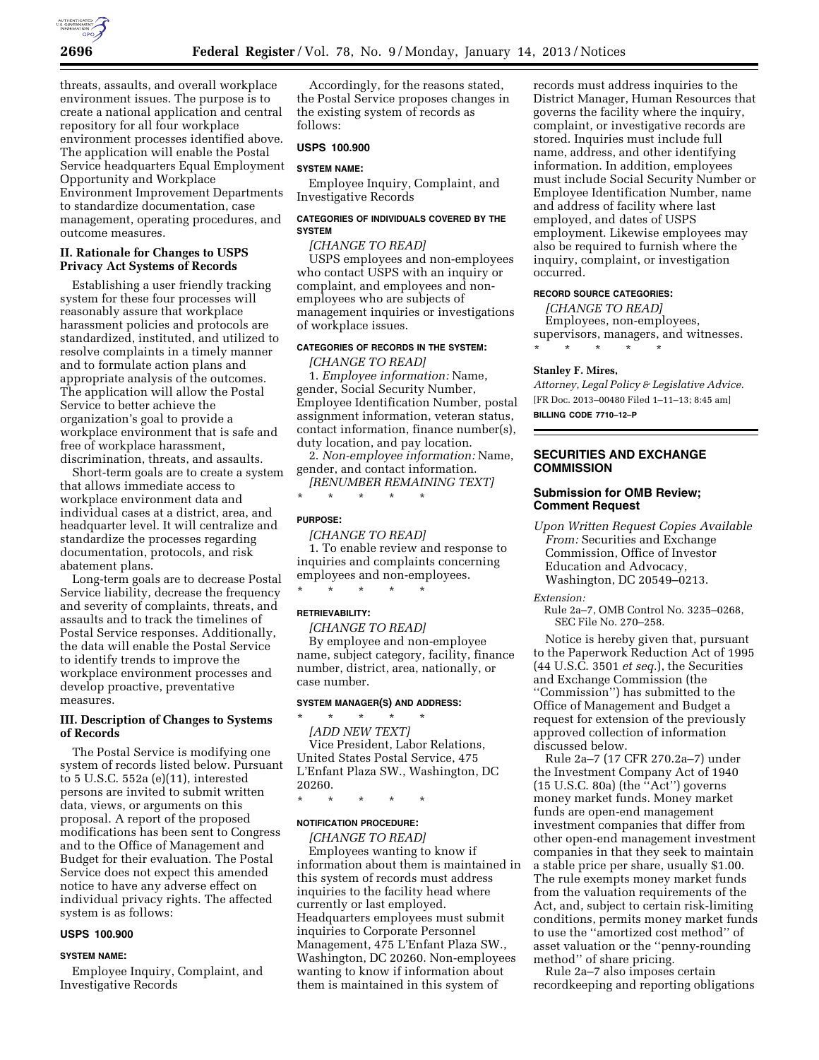threats, assaults, and overall workplace environment issues. The purpose is to create a national application and central repository for all four workplace environment processes identified above. The application will enable the Postal Service headquarters Equal Employment Opportunity and Workplace Environment Improvement Departments to standardize documentation, case management, operating procedures, and outcome measures.

### II. Rationale for Changes to USPS Privacy Act Systems of Records

Establishing a user friendly tracking system for these four processes will reasonably assure that workplace harassment policies and protocols are standardized, instituted, and utilized to resolve complaints in a timely manner and to formulate action plans and appropriate analysis of the outcomes. The application will allow the Postal Service to better achieve the organization's goal to provide a workplace environment that is safe and free of workplace harassment, discrimination, threats, and assaults.

Short-term goals are to create a system that allows immediate access to workplace environment data and individual cases at a district, area, and headquarter level. It will centralize and standardize the processes regarding documentation, protocols, and risk abatement plans.

Long-term goals are to decrease Postal Service liability, decrease the frequency and severity of complaints, threats, and assaults and to track the timelines of Postal Service responses. Additionally, the data will enable the Postal Service to identify trends to improve the workplace environment processes and develop proactive, preventative measures.

### III. Description of Changes to Systems of Records

The Postal Service is modifying one system of records listed below. Pursuant to 5 U.S.C. 552a (e)(11), interested persons are invited to submit written data, views, or arguments on this proposal. A report of the proposed modifications has been sent to Congress and to the Office of Management and Budget for their evaluation. The Postal Service does not expect this amended notice to have any adverse effect on individual privacy rights. The affected system is as follows:

#### USPS 100.900

**SYSTEM NAME:**

Employee Inquiry, Complaint, and Investigative Records

Accordingly, for the reasons stated, the Postal Service proposes changes in the existing system of records as follows:

#### USPS 100.900

**SYSTEM NAME:**

Employee Inquiry, Complaint, and Investigative Records

**CATEGORIES OF INDIVIDUALS COVERED BY THE SYSTEM**

*[CHANGE TO READ]*

USPS employees and non-employees who contact USPS with an inquiry or complaint, and employees and non-employees who are subjects of management inquiries or investigations of workplace issues.

**CATEGORIES OF RECORDS IN THE SYSTEM:**

*[CHANGE TO READ]*

1. *Employee information:* Name, gender, Social Security Number, Employee Identification Number, postal assignment information, veteran status, contact information, finance number(s), duty location, and pay location.

2. *Non-employee information:* Name, gender, and contact information.

*[RENUMBER REMAINING TEXT]*

\* \* \* \* \*

**PURPOSE:**

*[CHANGE TO READ]*

1. To enable review and response to inquiries and complaints concerning employees and non-employees.

\* \* \* \* \*

**RETRIEVABILITY:**

*[CHANGE TO READ]*

By employee and non-employee name, subject category, facility, finance number, district, area, nationally, or case number.

**SYSTEM MANAGER(S) AND ADDRESS:**

\* \* \* \* \*

*[ADD NEW TEXT]*

Vice President, Labor Relations, United States Postal Service, 475 L'Enfant Plaza SW., Washington, DC 20260.

\* \* \* \* \*

**NOTIFICATION PROCEDURE:**

*[CHANGE TO READ]*

Employees wanting to know if information about them is maintained in this system of records must address inquiries to the facility head where currently or last employed. Headquarters employees must submit inquiries to Corporate Personnel Management, 475 L'Enfant Plaza SW., Washington, DC 20260. Non-employees wanting to know if information about them is maintained in this system of records must address inquiries to the District Manager, Human Resources that governs the facility where the inquiry, complaint, or investigative records are stored. Inquiries must include full name, address, and other identifying information. In addition, employees must include Social Security Number or Employee Identification Number, name and address of facility where last employed, and dates of USPS employment. Likewise employees may also be required to furnish where the inquiry, complaint, or investigation occurred.

**RECORD SOURCE CATEGORIES:**

*[CHANGE TO READ]*

Employees, non-employees, supervisors, managers, and witnesses.

\* \* \* \* \*

**Stanley F. Mires,**

*Attorney, Legal Policy & Legislative Advice.*

[FR Doc. 2013–00480 Filed 1–11–13; 8:45 am]

**BILLING CODE 7710–12–P**

## SECURITIES AND EXCHANGE COMMISSION

### Submission for OMB Review; Comment Request

*Upon Written Request Copies Available From:* Securities and Exchange Commission, Office of Investor Education and Advocacy, Washington, DC 20549–0213.

*Extension:*

Rule 2a–7, OMB Control No. 3235–0268, SEC File No. 270–258.

Notice is hereby given that, pursuant to the Paperwork Reduction Act of 1995 (44 U.S.C. 3501 *et seq.*), the Securities and Exchange Commission (the "Commission") has submitted to the Office of Management and Budget a request for extension of the previously approved collection of information discussed below.

Rule 2a–7 (17 CFR 270.2a–7) under the Investment Company Act of 1940 (15 U.S.C. 80a) (the "Act") governs money market funds. Money market funds are open-end management investment companies that differ from other open-end management investment companies in that they seek to maintain a stable price per share, usually $1.00. The rule exempts money market funds from the valuation requirements of the Act, and, subject to certain risk-limiting conditions, permits money market funds to use the "amortized cost method" of asset valuation or the "penny-rounding method" of share pricing.

Rule 2a–7 also imposes certain recordkeeping and reporting obligations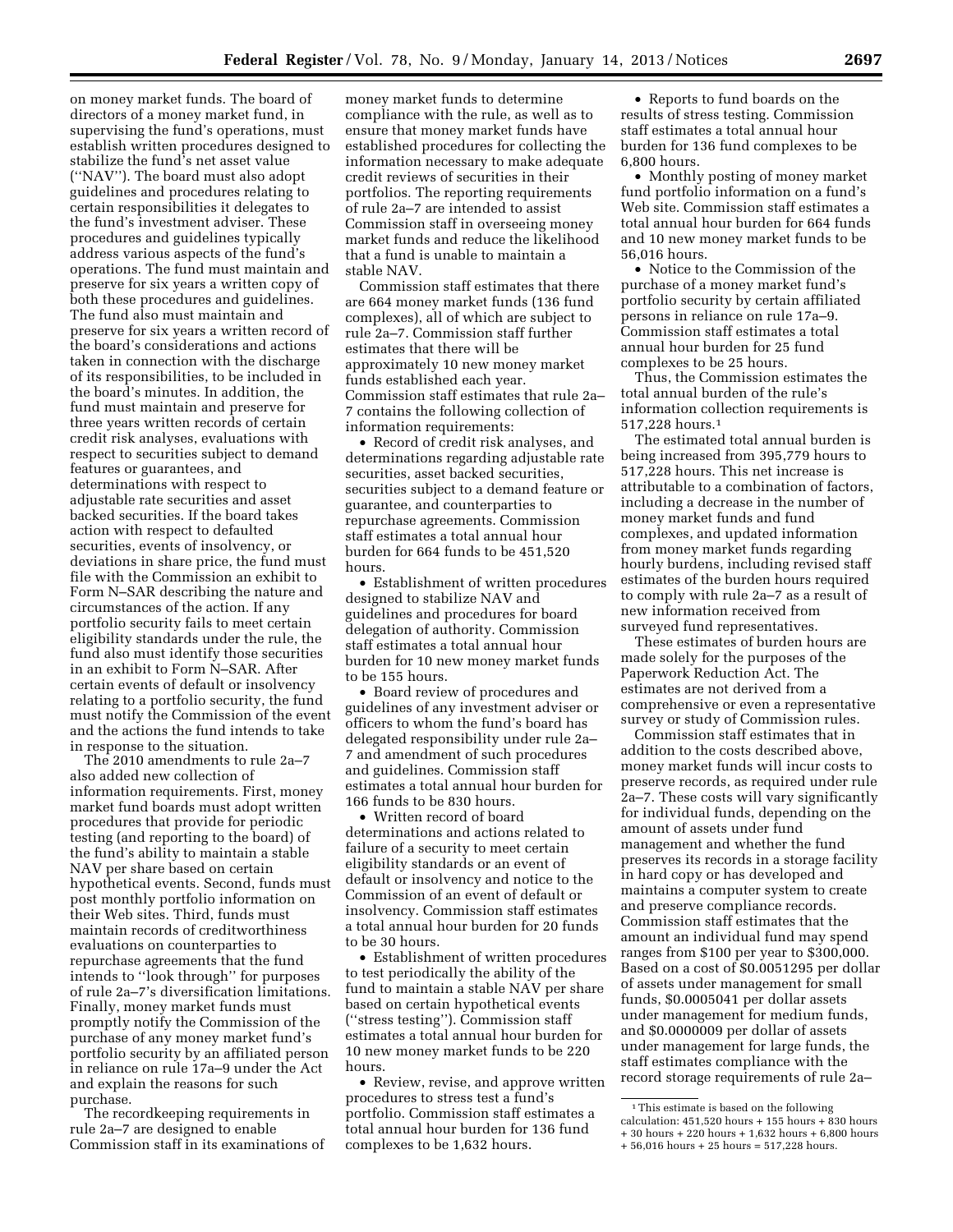on money market funds. The board of directors of a money market fund, in supervising the fund's operations, must establish written procedures designed to stabilize the fund's net asset value (''NAV''). The board must also adopt guidelines and procedures relating to certain responsibilities it delegates to the fund's investment adviser. These procedures and guidelines typically address various aspects of the fund's operations. The fund must maintain and preserve for six years a written copy of both these procedures and guidelines. The fund also must maintain and preserve for six years a written record of the board's considerations and actions taken in connection with the discharge of its responsibilities, to be included in the board's minutes. In addition, the fund must maintain and preserve for three years written records of certain credit risk analyses, evaluations with respect to securities subject to demand features or guarantees, and determinations with respect to adjustable rate securities and asset backed securities. If the board takes action with respect to defaulted securities, events of insolvency, or deviations in share price, the fund must file with the Commission an exhibit to Form N–SAR describing the nature and circumstances of the action. If any portfolio security fails to meet certain eligibility standards under the rule, the fund also must identify those securities in an exhibit to Form N–SAR. After certain events of default or insolvency relating to a portfolio security, the fund must notify the Commission of the event and the actions the fund intends to take in response to the situation.

The 2010 amendments to rule 2a–7 also added new collection of information requirements. First, money market fund boards must adopt written procedures that provide for periodic testing (and reporting to the board) of the fund's ability to maintain a stable NAV per share based on certain hypothetical events. Second, funds must post monthly portfolio information on their Web sites. Third, funds must maintain records of creditworthiness evaluations on counterparties to repurchase agreements that the fund intends to ''look through'' for purposes of rule 2a–7's diversification limitations. Finally, money market funds must promptly notify the Commission of the purchase of any money market fund's portfolio security by an affiliated person in reliance on rule 17a–9 under the Act and explain the reasons for such purchase.

The recordkeeping requirements in rule 2a–7 are designed to enable Commission staff in its examinations of money market funds to determine compliance with the rule, as well as to ensure that money market funds have established procedures for collecting the information necessary to make adequate credit reviews of securities in their portfolios. The reporting requirements of rule 2a–7 are intended to assist Commission staff in overseeing money market funds and reduce the likelihood that a fund is unable to maintain a stable NAV.

Commission staff estimates that there are 664 money market funds (136 fund complexes), all of which are subject to rule 2a–7. Commission staff further estimates that there will be approximately 10 new money market funds established each year. Commission staff estimates that rule 2a–7 contains the following collection of information requirements:

- Record of credit risk analyses, and determinations regarding adjustable rate securities, asset backed securities, securities subject to a demand feature or guarantee, and counterparties to repurchase agreements. Commission staff estimates a total annual hour burden for 664 funds to be 451,520 hours.
- Establishment of written procedures designed to stabilize NAV and guidelines and procedures for board delegation of authority. Commission staff estimates a total annual hour burden for 10 new money market funds to be 155 hours.
- Board review of procedures and guidelines of any investment adviser or officers to whom the fund's board has delegated responsibility under rule 2a–7 and amendment of such procedures and guidelines. Commission staff estimates a total annual hour burden for 166 funds to be 830 hours.
- Written record of board determinations and actions related to failure of a security to meet certain eligibility standards or an event of default or insolvency and notice to the Commission of an event of default or insolvency. Commission staff estimates a total annual hour burden for 20 funds to be 30 hours.
- Establishment of written procedures to test periodically the ability of the fund to maintain a stable NAV per share based on certain hypothetical events (''stress testing''). Commission staff estimates a total annual hour burden for 10 new money market funds to be 220 hours.
- Review, revise, and approve written procedures to stress test a fund's portfolio. Commission staff estimates a total annual hour burden for 136 fund complexes to be 1,632 hours.
- Reports to fund boards on the results of stress testing. Commission staff estimates a total annual hour burden for 136 fund complexes to be 6,800 hours.
- Monthly posting of money market fund portfolio information on a fund's Web site. Commission staff estimates a total annual hour burden for 664 funds and 10 new money market funds to be 56,016 hours.
- Notice to the Commission of the purchase of a money market fund's portfolio security by certain affiliated persons in reliance on rule 17a–9. Commission staff estimates a total annual hour burden for 25 fund complexes to be 25 hours.

Thus, the Commission estimates the total annual burden of the rule's information collection requirements is 517,228 hours.[1]

The estimated total annual burden is being increased from 395,779 hours to 517,228 hours. This net increase is attributable to a combination of factors, including a decrease in the number of money market funds and fund complexes, and updated information from money market funds regarding hourly burdens, including revised staff estimates of the burden hours required to comply with rule 2a–7 as a result of new information received from surveyed fund representatives.

These estimates of burden hours are made solely for the purposes of the Paperwork Reduction Act. The estimates are not derived from a comprehensive or even a representative survey or study of Commission rules.

Commission staff estimates that in addition to the costs described above, money market funds will incur costs to preserve records, as required under rule 2a–7. These costs will vary significantly for individual funds, depending on the amount of assets under fund management and whether the fund preserves its records in a storage facility in hard copy or has developed and maintains a computer system to create and preserve compliance records. Commission staff estimates that the amount an individual fund may spend ranges from $100 per year to $300,000. Based on a cost of $0.0051295 per dollar of assets under management for small funds, $0.0005041 per dollar assets under management for medium funds, and $0.0000009 per dollar of assets under management for large funds, the staff estimates compliance with the record storage requirements of rule 2a–

[1] This estimate is based on the following calculation: 451,520 hours + 155 hours + 830 hours + 30 hours + 220 hours + 1,632 hours + 6,800 hours + 56,016 hours + 25 hours = 517,228 hours.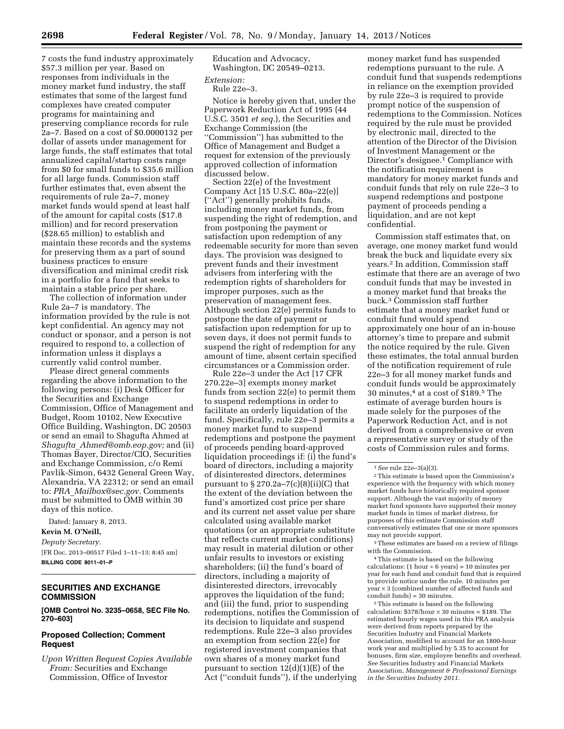7 costs the fund industry approximately $57.3 million per year. Based on responses from individuals in the money market fund industry, the staff estimates that some of the largest fund complexes have created computer programs for maintaining and preserving compliance records for rule 2a–7. Based on a cost of $0.0000132 per dollar of assets under management for large funds, the staff estimates that total annualized capital/startup costs range from $0 for small funds to $35.6 million for all large funds. Commission staff further estimates that, even absent the requirements of rule 2a–7, money market funds would spend at least half of the amount for capital costs ($17.8 million) and for record preservation ($28.65 million) to establish and maintain these records and the systems for preserving them as a part of sound business practices to ensure diversification and minimal credit risk in a portfolio for a fund that seeks to maintain a stable price per share.

The collection of information under Rule 2a–7 is mandatory. The information provided by the rule is not kept confidential. An agency may not conduct or sponsor, and a person is not required to respond to, a collection of information unless it displays a currently valid control number.

Please direct general comments regarding the above information to the following persons: (i) Desk Officer for the Securities and Exchange Commission, Office of Management and Budget, Room 10102, New Executive Office Building, Washington, DC 20503 or send an email to Shagufta Ahmed at *Shagufta_Ahmed@omb.eop.gov;* and (ii) Thomas Bayer, Director/CIO, Securities and Exchange Commission, c/o Remi Pavlik-Simon, 6432 General Green Way, Alexandria, VA 22312; or send an email to: *PRA_Mailbox@sec.gov.* Comments must be submitted to OMB within 30 days of this notice.

Dated: January 8, 2013.

**Kevin M. O'Neill,**

*Deputy Secretary.*

[FR Doc. 2013–00517 Filed 1–11–13; 8:45 am]

**BILLING CODE 8011–01–P**

## SECURITIES AND EXCHANGE COMMISSION

**[OMB Control No. 3235–0658, SEC File No. 270–603]**

### Proposed Collection; Comment Request

*Upon Written Request Copies Available From:* Securities and Exchange Commission, Office of Investor Education and Advocacy, Washington, DC 20549–0213.

*Extension:*

Rule 22e–3.

Notice is hereby given that, under the Paperwork Reduction Act of 1995 (44 U.S.C. 3501 *et seq.*), the Securities and Exchange Commission (the "Commission") has submitted to the Office of Management and Budget a request for extension of the previously approved collection of information discussed below.

Section 22(e) of the Investment Company Act [15 U.S.C. 80a–22(e)] ("Act") generally prohibits funds, including money market funds, from suspending the right of redemption, and from postponing the payment or satisfaction upon redemption of any redeemable security for more than seven days. The provision was designed to prevent funds and their investment advisers from interfering with the redemption rights of shareholders for improper purposes, such as the preservation of management fees. Although section 22(e) permits funds to postpone the date of payment or satisfaction upon redemption for up to seven days, it does not permit funds to suspend the right of redemption for any amount of time, absent certain specified circumstances or a Commission order.

Rule 22e–3 under the Act [17 CFR 270.22e–3] exempts money market funds from section 22(e) to permit them to suspend redemptions in order to facilitate an orderly liquidation of the fund. Specifically, rule 22e–3 permits a money market fund to suspend redemptions and postpone the payment of proceeds pending board-approved liquidation proceedings if: (i) the fund's board of directors, including a majority of disinterested directors, determines pursuant to § 270.2a–7(c)(8)(ii)(C) that the extent of the deviation between the fund's amortized cost price per share and its current net asset value per share calculated using available market quotations (or an appropriate substitute that reflects current market conditions) may result in material dilution or other unfair results to investors or existing shareholders; (ii) the fund's board of directors, including a majority of disinterested directors, irrevocably approves the liquidation of the fund; and (iii) the fund, prior to suspending redemptions, notifies the Commission of its decision to liquidate and suspend redemptions. Rule 22e–3 also provides an exemption from section 22(e) for registered investment companies that own shares of a money market fund pursuant to section 12(d)(1)(E) of the Act ("conduit funds"), if the underlying money market fund has suspended redemptions pursuant to the rule. A conduit fund that suspends redemptions in reliance on the exemption provided by rule 22e–3 is required to provide prompt notice of the suspension of redemptions to the Commission. Notices required by the rule must be provided by electronic mail, directed to the attention of the Director of the Division of Investment Management or the Director's designee.[1] Compliance with the notification requirement is mandatory for money market funds and conduit funds that rely on rule 22e–3 to suspend redemptions and postpone payment of proceeds pending a liquidation, and are not kept confidential.

Commission staff estimates that, on average, one money market fund would break the buck and liquidate every six years.[2] In addition, Commission staff estimate that there are an average of two conduit funds that may be invested in a money market fund that breaks the buck.[3] Commission staff further estimate that a money market fund or conduit fund would spend approximately one hour of an in-house attorney's time to prepare and submit the notice required by the rule. Given these estimates, the total annual burden of the notification requirement of rule 22e–3 for all money market funds and conduit funds would be approximately 30 minutes,[4] at a cost of $189.[5] The estimate of average burden hours is made solely for the purposes of the Paperwork Reduction Act, and is not derived from a comprehensive or even a representative survey or study of the costs of Commission rules and forms.

---

[1] *See* rule 22e–3(a)(3).

[2] This estimate is based upon the Commission's experience with the frequency with which money market funds have historically required sponsor support. Although the vast majority of money market fund sponsors have supported their money market funds in times of market distress, for purposes of this estimate Commission staff conversatively estimates that one or more sponsors may not provide support.

[3] These estimates are based on a review of filings with the Commission.

[4] This estimate is based on the following calculations: (1 hour ÷ 6 years) = 10 minutes per year for each fund and conduit fund that is required to provide notice under the rule. 10 minutes per year × 3 (combined number of affected funds and conduit funds) = 30 minutes.

[5] This estimate is based on the following calculation: $378/hour × 30 minutes = $189. The estimated hourly wages used in this PRA analysis were derived from reports prepared by the Securities Industry and Financial Markets Association, modified to account for an 1800-hour work year and multiplied by 5.35 to account for bonuses, firm size, employee benefits and overhead. *See* Securities Industry and Financial Markets Association, *Management & Professional Earnings in the Securities Industry 2011.*